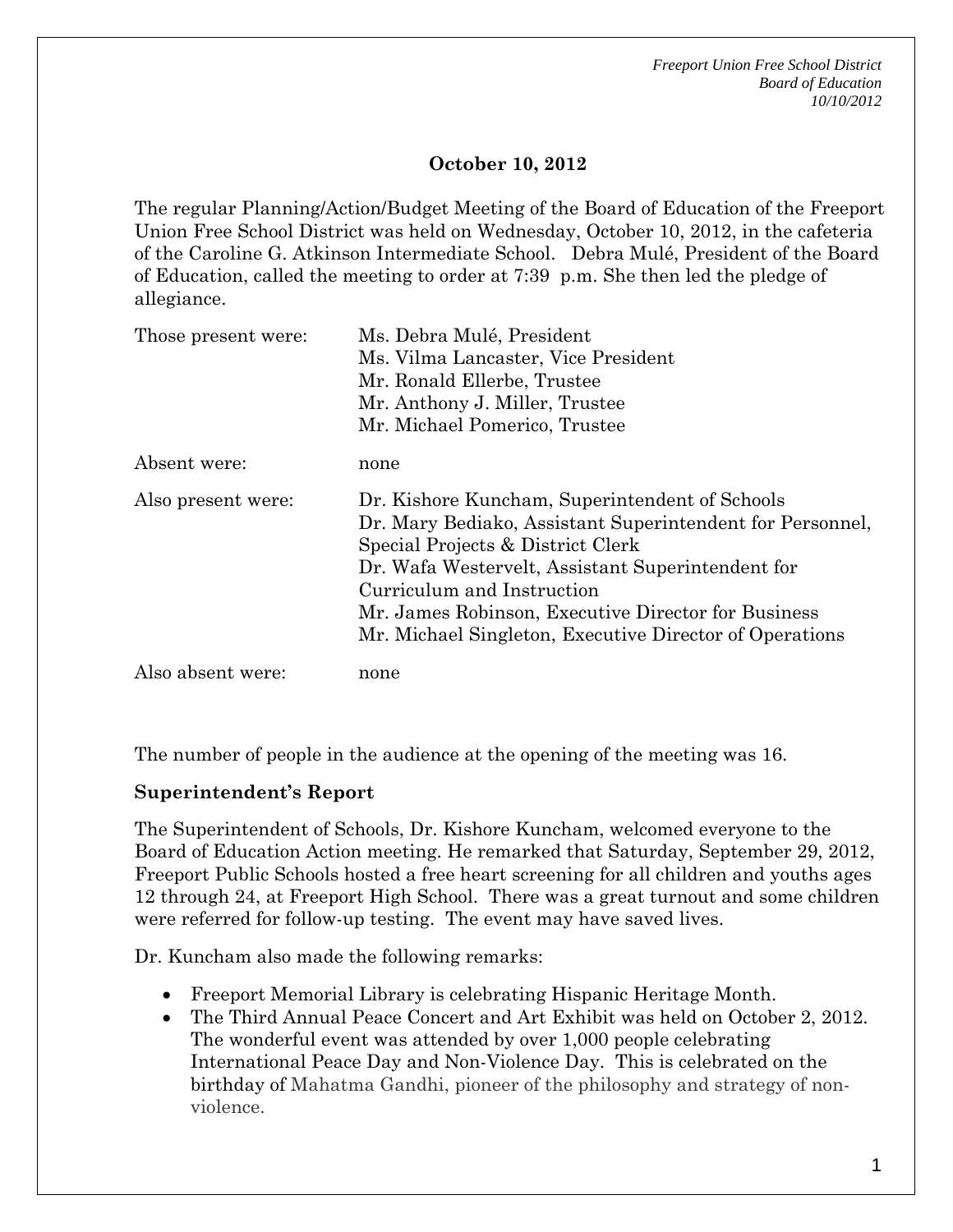## October 10, 2012

The regular Planning/Action/Budget Meeting of the Board of Education of the Freeport Union Free School District was held on Wednesday, October 10, 2012, in the cafeteria of the Caroline G. Atkinson Intermediate School. Debra Mulé, President of the Board of Education, called the meeting to order at 7:39 p.m. She then led the pledge of allegiance.

| | |
|---|---|
| Those present were: | Ms. Debra Mulé, President<br>Ms. Vilma Lancaster, Vice President<br>Mr. Ronald Ellerbe, Trustee<br>Mr. Anthony J. Miller, Trustee<br>Mr. Michael Pomerico, Trustee |
| Absent were: | none |
| Also present were: | Dr. Kishore Kuncham, Superintendent of Schools<br>Dr. Mary Bediako, Assistant Superintendent for Personnel, Special Projects & District Clerk<br>Dr. Wafa Westervelt, Assistant Superintendent for Curriculum and Instruction<br>Mr. James Robinson, Executive Director for Business<br>Mr. Michael Singleton, Executive Director of Operations |
| Also absent were: | none |

The number of people in the audience at the opening of the meeting was 16.

**Superintendent's Report**

The Superintendent of Schools, Dr. Kishore Kuncham, welcomed everyone to the Board of Education Action meeting. He remarked that Saturday, September 29, 2012, Freeport Public Schools hosted a free heart screening for all children and youths ages 12 through 24, at Freeport High School. There was a great turnout and some children were referred for follow-up testing. The event may have saved lives.

Dr. Kuncham also made the following remarks:

- Freeport Memorial Library is celebrating Hispanic Heritage Month.
- The Third Annual Peace Concert and Art Exhibit was held on October 2, 2012. The wonderful event was attended by over 1,000 people celebrating International Peace Day and Non-Violence Day. This is celebrated on the birthday of Mahatma Gandhi, pioneer of the philosophy and strategy of non-violence.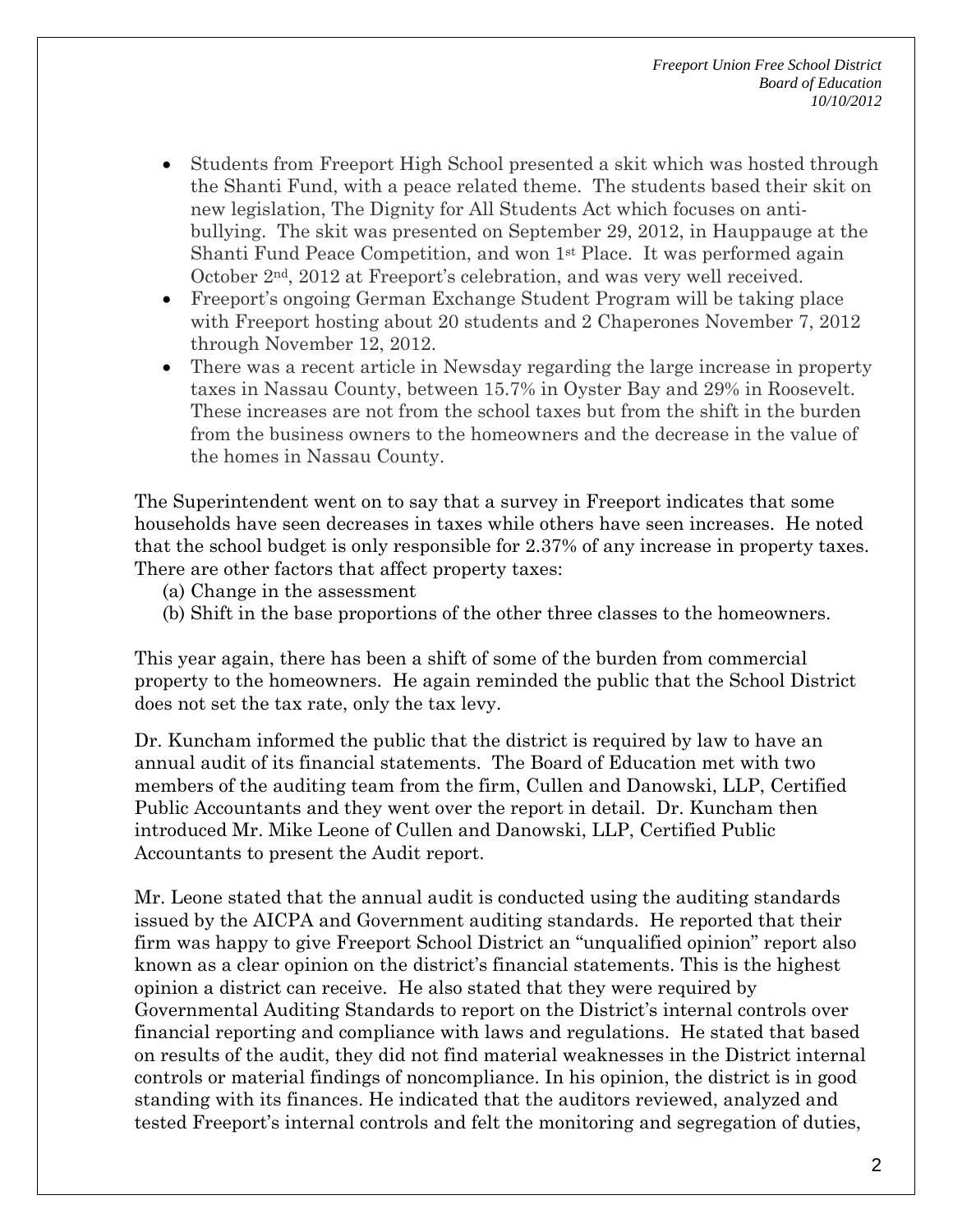- Students from Freeport High School presented a skit which was hosted through the Shanti Fund, with a peace related theme. The students based their skit on new legislation, The Dignity for All Students Act which focuses on anti-bullying. The skit was presented on September 29, 2012, in Hauppauge at the Shanti Fund Peace Competition, and won 1st Place. It was performed again October 2nd, 2012 at Freeport's celebration, and was very well received.
- Freeport's ongoing German Exchange Student Program will be taking place with Freeport hosting about 20 students and 2 Chaperones November 7, 2012 through November 12, 2012.
- There was a recent article in Newsday regarding the large increase in property taxes in Nassau County, between 15.7% in Oyster Bay and 29% in Roosevelt. These increases are not from the school taxes but from the shift in the burden from the business owners to the homeowners and the decrease in the value of the homes in Nassau County.

The Superintendent went on to say that a survey in Freeport indicates that some households have seen decreases in taxes while others have seen increases. He noted that the school budget is only responsible for 2.37% of any increase in property taxes. There are other factors that affect property taxes:

(a) Change in the assessment
(b) Shift in the base proportions of the other three classes to the homeowners.

This year again, there has been a shift of some of the burden from commercial property to the homeowners. He again reminded the public that the School District does not set the tax rate, only the tax levy.

Dr. Kuncham informed the public that the district is required by law to have an annual audit of its financial statements. The Board of Education met with two members of the auditing team from the firm, Cullen and Danowski, LLP, Certified Public Accountants and they went over the report in detail. Dr. Kuncham then introduced Mr. Mike Leone of Cullen and Danowski, LLP, Certified Public Accountants to present the Audit report.

Mr. Leone stated that the annual audit is conducted using the auditing standards issued by the AICPA and Government auditing standards. He reported that their firm was happy to give Freeport School District an "unqualified opinion" report also known as a clear opinion on the district's financial statements. This is the highest opinion a district can receive. He also stated that they were required by Governmental Auditing Standards to report on the District's internal controls over financial reporting and compliance with laws and regulations. He stated that based on results of the audit, they did not find material weaknesses in the District internal controls or material findings of noncompliance. In his opinion, the district is in good standing with its finances. He indicated that the auditors reviewed, analyzed and tested Freeport's internal controls and felt the monitoring and segregation of duties,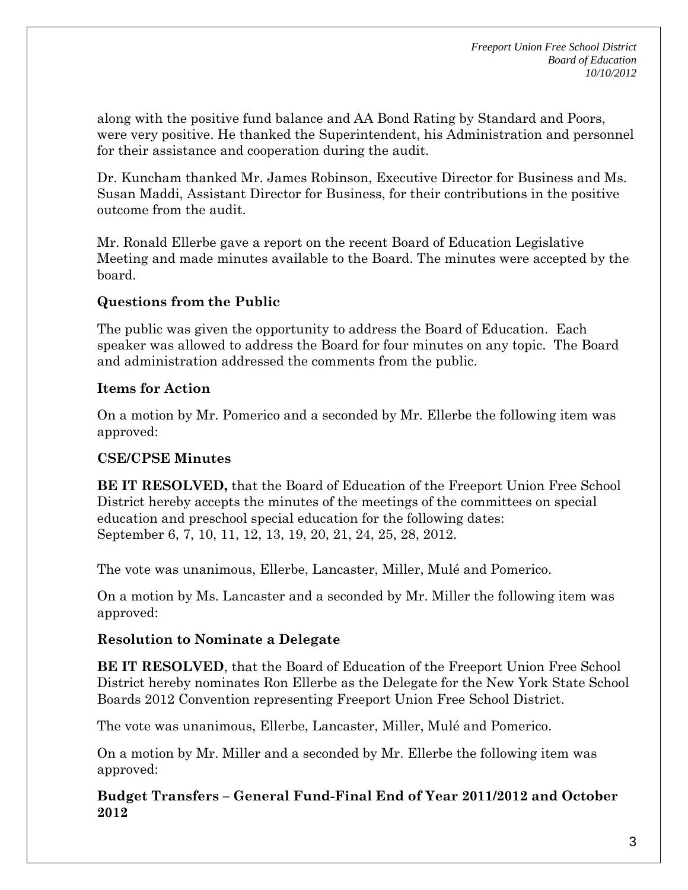along with the positive fund balance and AA Bond Rating by Standard and Poors, were very positive. He thanked the Superintendent, his Administration and personnel for their assistance and cooperation during the audit.

Dr. Kuncham thanked Mr. James Robinson, Executive Director for Business and Ms. Susan Maddi, Assistant Director for Business, for their contributions in the positive outcome from the audit.

Mr. Ronald Ellerbe gave a report on the recent Board of Education Legislative Meeting and made minutes available to the Board. The minutes were accepted by the board.

**Questions from the Public**

The public was given the opportunity to address the Board of Education. Each speaker was allowed to address the Board for four minutes on any topic. The Board and administration addressed the comments from the public.

**Items for Action**

On a motion by Mr. Pomerico and a seconded by Mr. Ellerbe the following item was approved:

**CSE/CPSE Minutes**

**BE IT RESOLVED,** that the Board of Education of the Freeport Union Free School District hereby accepts the minutes of the meetings of the committees on special education and preschool special education for the following dates:
September 6, 7, 10, 11, 12, 13, 19, 20, 21, 24, 25, 28, 2012.

The vote was unanimous, Ellerbe, Lancaster, Miller, Mulé and Pomerico.

On a motion by Ms. Lancaster and a seconded by Mr. Miller the following item was approved:

**Resolution to Nominate a Delegate**

**BE IT RESOLVED**, that the Board of Education of the Freeport Union Free School District hereby nominates Ron Ellerbe as the Delegate for the New York State School Boards 2012 Convention representing Freeport Union Free School District.

The vote was unanimous, Ellerbe, Lancaster, Miller, Mulé and Pomerico.

On a motion by Mr. Miller and a seconded by Mr. Ellerbe the following item was approved:

**Budget Transfers – General Fund-Final End of Year 2011/2012 and October 2012**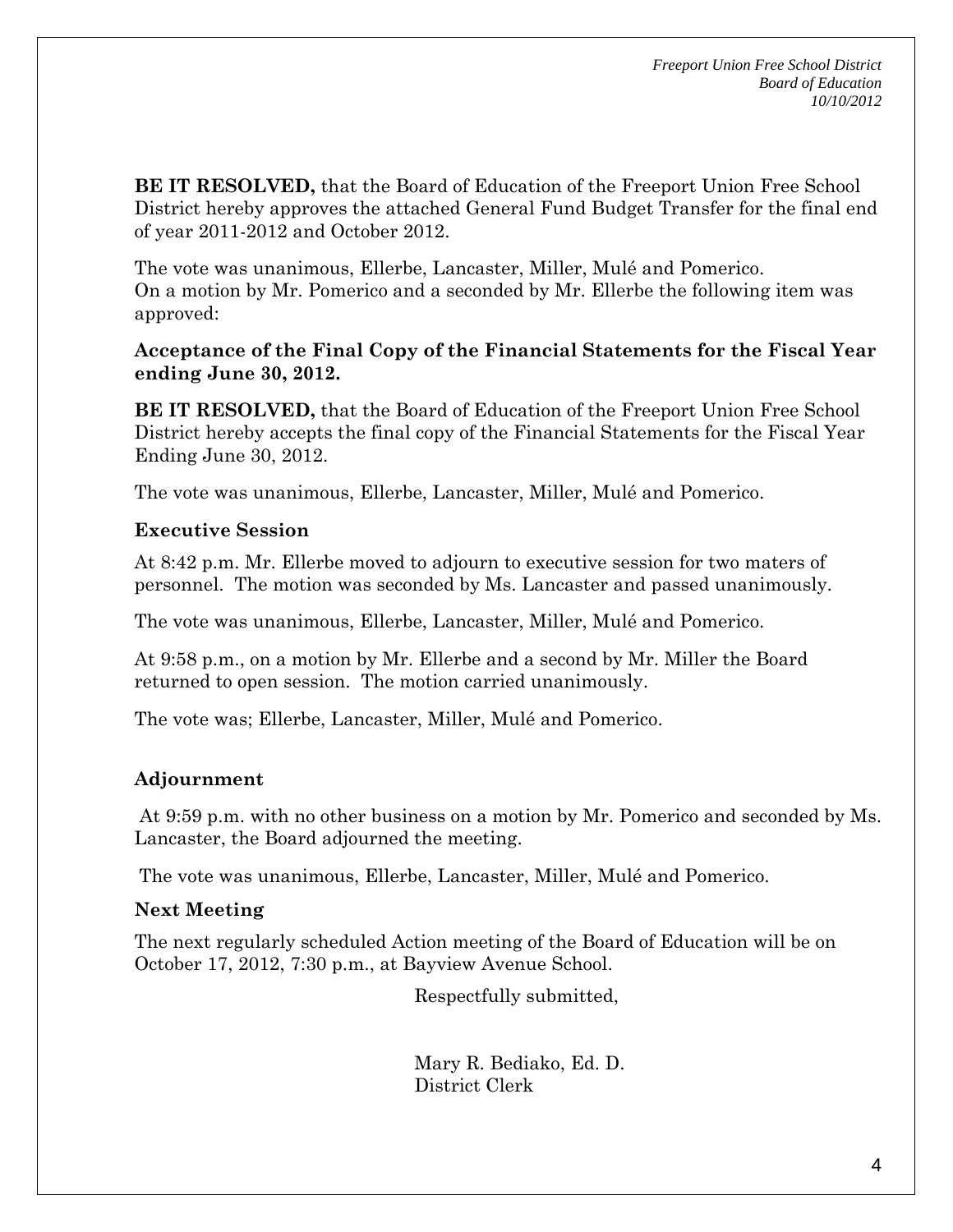**BE IT RESOLVED,** that the Board of Education of the Freeport Union Free School District hereby approves the attached General Fund Budget Transfer for the final end of year 2011-2012 and October 2012.

The vote was unanimous, Ellerbe, Lancaster, Miller, Mulé and Pomerico.
On a motion by Mr. Pomerico and a seconded by Mr. Ellerbe the following item was approved:

**Acceptance of the Final Copy of the Financial Statements for the Fiscal Year ending June 30, 2012.**

**BE IT RESOLVED,** that the Board of Education of the Freeport Union Free School District hereby accepts the final copy of the Financial Statements for the Fiscal Year Ending June 30, 2012.

The vote was unanimous, Ellerbe, Lancaster, Miller, Mulé and Pomerico.

### Executive Session

At 8:42 p.m. Mr. Ellerbe moved to adjourn to executive session for two maters of personnel. The motion was seconded by Ms. Lancaster and passed unanimously.

The vote was unanimous, Ellerbe, Lancaster, Miller, Mulé and Pomerico.

At 9:58 p.m., on a motion by Mr. Ellerbe and a second by Mr. Miller the Board returned to open session. The motion carried unanimously.

The vote was; Ellerbe, Lancaster, Miller, Mulé and Pomerico.

### Adjournment

At 9:59 p.m. with no other business on a motion by Mr. Pomerico and seconded by Ms. Lancaster, the Board adjourned the meeting.

The vote was unanimous, Ellerbe, Lancaster, Miller, Mulé and Pomerico.

### Next Meeting

The next regularly scheduled Action meeting of the Board of Education will be on October 17, 2012, 7:30 p.m., at Bayview Avenue School.

Respectfully submitted,

Mary R. Bediako, Ed. D.
District Clerk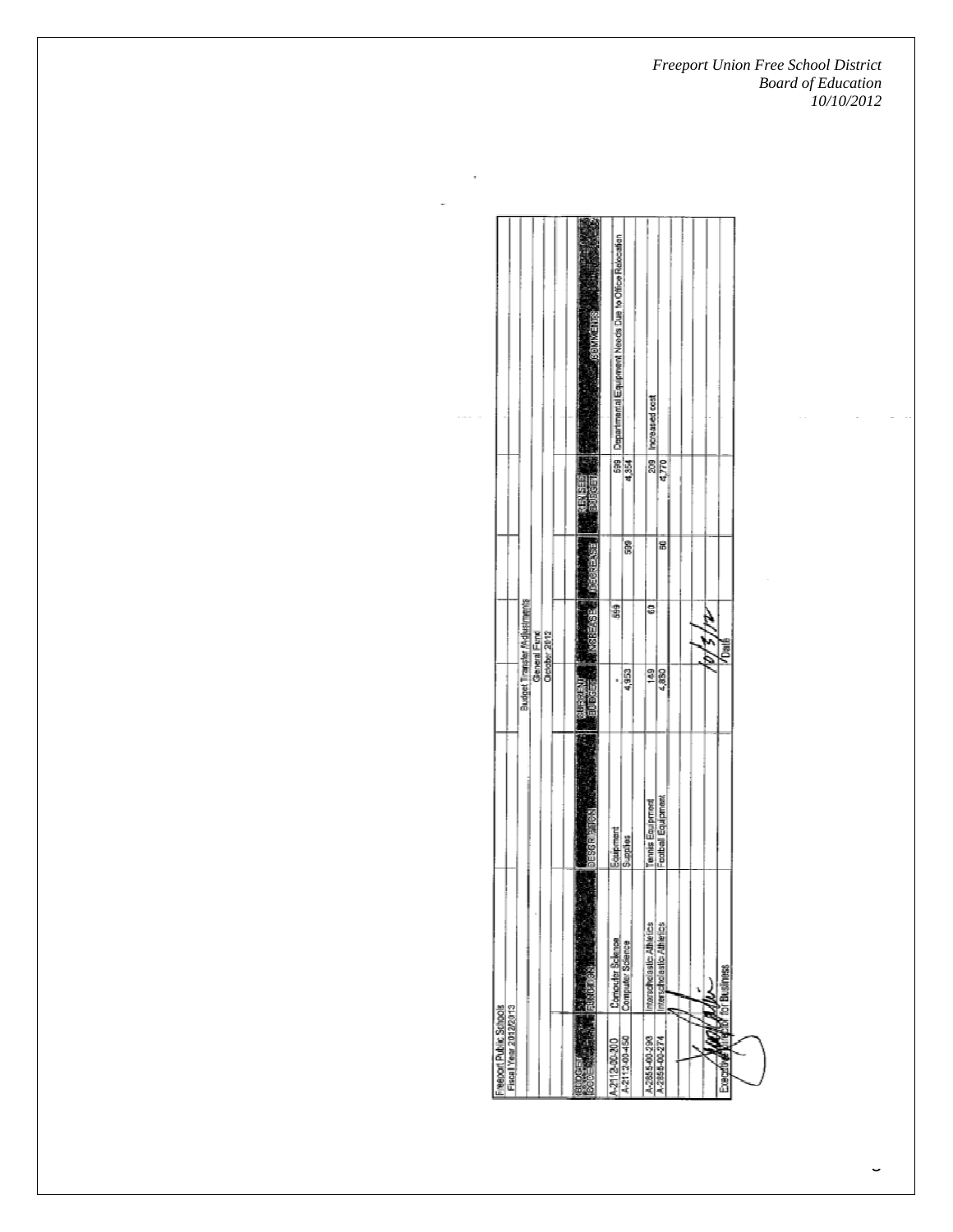*Freeport Union Free School District*
*Board of Education*
*10/10/2012*

Freeport Public Schools
Fiscal Year 2012/2013

Budget Transfer Adjustments
General Fund
October 2012

| BUDGET CODE | FUNCTION | DESCRIPTION | CURRENT BUDGET | INCREASE | DECREASE | REVISED BUDGET | COMMENTS |
|---|---|---|---|---|---|---|---|
| A-2112-00-200 | Computer Science | Equipment | - | 599 | | 599 | Departmental Equipment Needs Due to Office Relocation |
| A-2112-00-450 | Computer Science | Supplies | 4,953 | | 599 | 4,354 | |
| A-2855-00-293 | Interscholastic Athletics | Tennis Equipment | 149 | 60 | | 209 | Increased cost |
| A-2855-00-274 | Interscholastic Athletics | Football Equipment | 4,830 | | 60 | 4,770 | |

Executive Director for Business

10/3/12
Date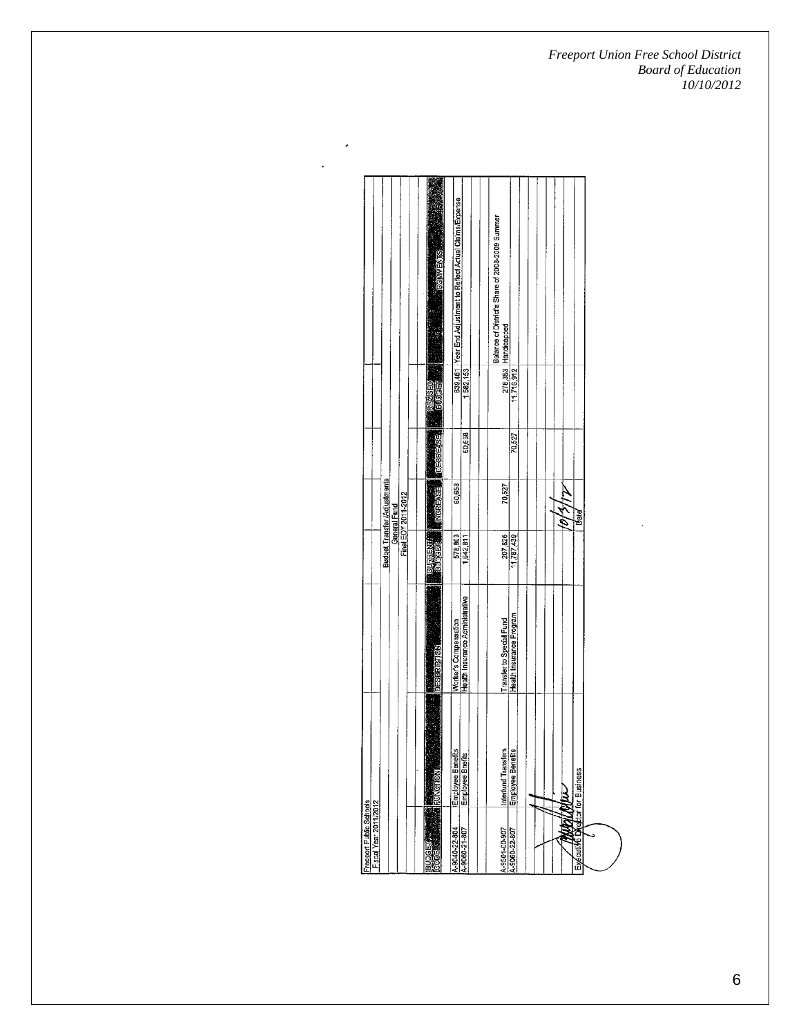Freeport Public Schools
Fiscal Year 2011/2012

Budget Transfer/Adjustments
General Fund
Final EOY 2011-2012

| BUDGET CODE | FUNCTION | DESCRIPTION | CURRENT BUDGET | INCREASE | DECREASE | REVISED BUDGET | COMMENTS |
|---|---|---|---|---|---|---|---|
| A-9040-22-804 | Employee Benefits | Worker's Compensation | 578,803 | 60,658 | | 639,461 | Year End Adjustment to Reflect Actual Claims/Expense |
| A-9060-21-807 | Employee Benefits | Health Insurance Administrative | 1,642,811 | | 60,658 | 1,582,153 | |
| A-9501-00-907 | Interfund Transfers | Transfer to Special Fund | 207,826 | 70,527 | | 278,353 | Balance of District's Share of 2008-2009 Summer Handicapped |
| A-9060-22-807 | Employee Benefits | Health Insurance Program | 11,787,439 | | 70,527 | 11,716,912 | |

Executive Director for Business

10/3/12
Date